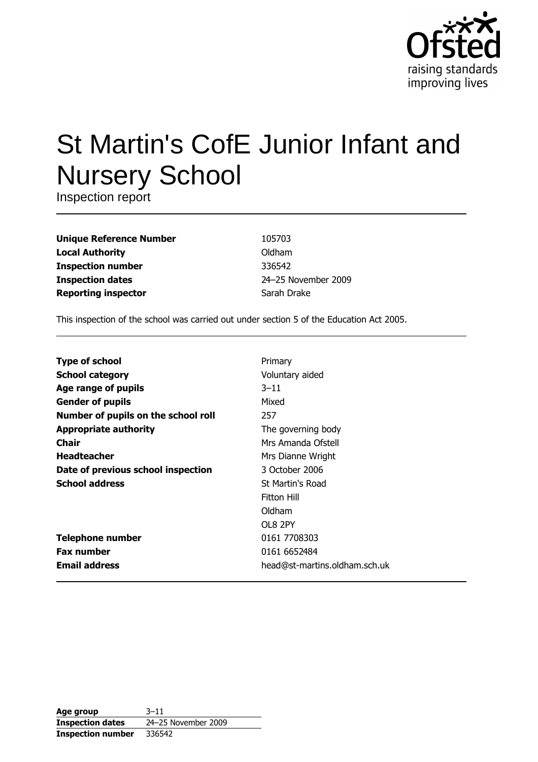# St Martin's CofE Junior Infant and Nursery School

Inspection report

| | |
|---|---|
| **Unique Reference Number** | 105703 |
| **Local Authority** | Oldham |
| **Inspection number** | 336542 |
| **Inspection dates** | 24–25 November 2009 |
| **Reporting inspector** | Sarah Drake |

This inspection of the school was carried out under section 5 of the Education Act 2005.

| | |
|---|---|
| **Type of school** | Primary |
| **School category** | Voluntary aided |
| **Age range of pupils** | 3–11 |
| **Gender of pupils** | Mixed |
| **Number of pupils on the school roll** | 257 |
| **Appropriate authority** | The governing body |
| **Chair** | Mrs Amanda Ofstell |
| **Headteacher** | Mrs Dianne Wright |
| **Date of previous school inspection** | 3 October 2006 |
| **School address** | St Martin's Road<br>Fitton Hill<br>Oldham<br>OL8 2PY |
| **Telephone number** | 0161 7708303 |
| **Fax number** | 0161 6652484 |
| **Email address** | head@st-martins.oldham.sch.uk |

| | |
|---|---|
| **Age group** | 3–11 |
| **Inspection dates** | 24–25 November 2009 |
| **Inspection number** | 336542 |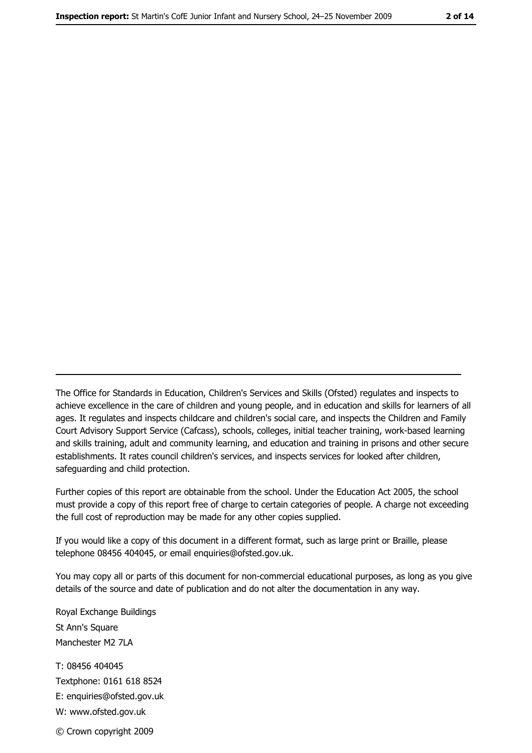The Office for Standards in Education, Children's Services and Skills (Ofsted) regulates and inspects to achieve excellence in the care of children and young people, and in education and skills for learners of all ages. It regulates and inspects childcare and children's social care, and inspects the Children and Family Court Advisory Support Service (Cafcass), schools, colleges, initial teacher training, work-based learning and skills training, adult and community learning, and education and training in prisons and other secure establishments. It rates council children's services, and inspects services for looked after children, safeguarding and child protection.

Further copies of this report are obtainable from the school. Under the Education Act 2005, the school must provide a copy of this report free of charge to certain categories of people. A charge not exceeding the full cost of reproduction may be made for any other copies supplied.

If you would like a copy of this document in a different format, such as large print or Braille, please telephone 08456 404045, or email enquiries@ofsted.gov.uk.

You may copy all or parts of this document for non-commercial educational purposes, as long as you give details of the source and date of publication and do not alter the documentation in any way.

Royal Exchange Buildings
St Ann's Square
Manchester M2 7LA

T: 08456 404045
Textphone: 0161 618 8524
E: enquiries@ofsted.gov.uk
W: www.ofsted.gov.uk

© Crown copyright 2009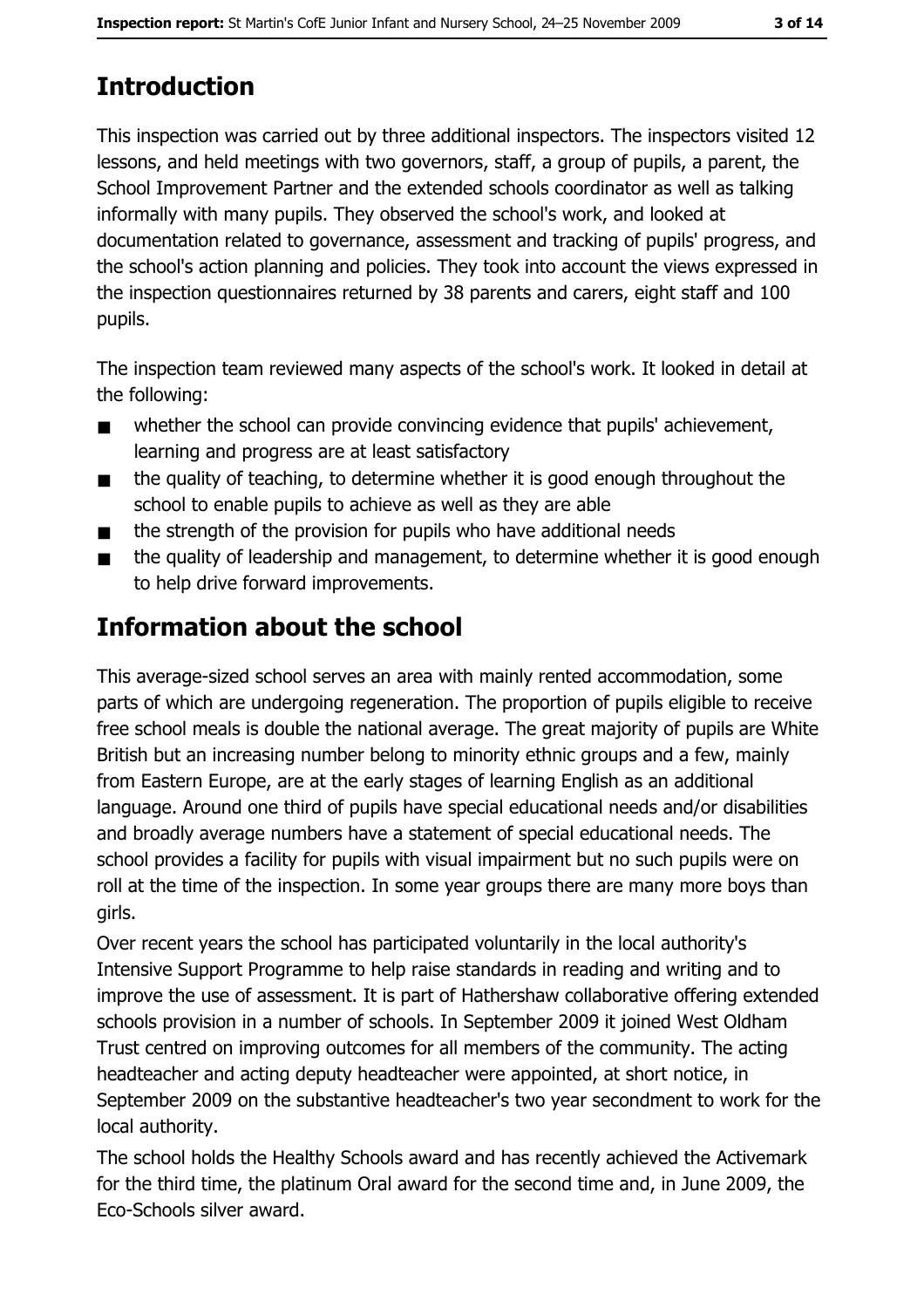# Introduction

This inspection was carried out by three additional inspectors. The inspectors visited 12 lessons, and held meetings with two governors, staff, a group of pupils, a parent, the School Improvement Partner and the extended schools coordinator as well as talking informally with many pupils. They observed the school's work, and looked at documentation related to governance, assessment and tracking of pupils' progress, and the school's action planning and policies. They took into account the views expressed in the inspection questionnaires returned by 38 parents and carers, eight staff and 100 pupils.

The inspection team reviewed many aspects of the school's work. It looked in detail at the following:

- whether the school can provide convincing evidence that pupils' achievement, learning and progress are at least satisfactory
- the quality of teaching, to determine whether it is good enough throughout the school to enable pupils to achieve as well as they are able
- the strength of the provision for pupils who have additional needs
- the quality of leadership and management, to determine whether it is good enough to help drive forward improvements.

# Information about the school

This average-sized school serves an area with mainly rented accommodation, some parts of which are undergoing regeneration. The proportion of pupils eligible to receive free school meals is double the national average. The great majority of pupils are White British but an increasing number belong to minority ethnic groups and a few, mainly from Eastern Europe, are at the early stages of learning English as an additional language. Around one third of pupils have special educational needs and/or disabilities and broadly average numbers have a statement of special educational needs. The school provides a facility for pupils with visual impairment but no such pupils were on roll at the time of the inspection. In some year groups there are many more boys than girls.

Over recent years the school has participated voluntarily in the local authority's Intensive Support Programme to help raise standards in reading and writing and to improve the use of assessment. It is part of Hathershaw collaborative offering extended schools provision in a number of schools. In September 2009 it joined West Oldham Trust centred on improving outcomes for all members of the community. The acting headteacher and acting deputy headteacher were appointed, at short notice, in September 2009 on the substantive headteacher's two year secondment to work for the local authority.

The school holds the Healthy Schools award and has recently achieved the Activemark for the third time, the platinum Oral award for the second time and, in June 2009, the Eco-Schools silver award.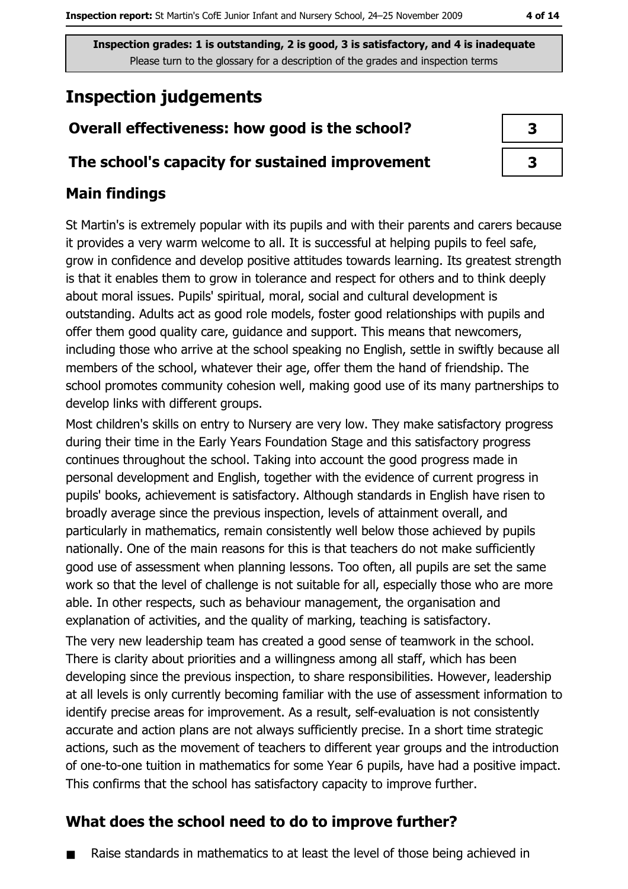Inspection grades: 1 is outstanding, 2 is good, 3 is satisfactory, and 4 is inadequate
Please turn to the glossary for a description of the grades and inspection terms

# Inspection judgements

| | |
|---|---|
| **Overall effectiveness: how good is the school?** | 3 |
| **The school's capacity for sustained improvement** | 3 |

## Main findings

St Martin's is extremely popular with its pupils and with their parents and carers because it provides a very warm welcome to all. It is successful at helping pupils to feel safe, grow in confidence and develop positive attitudes towards learning. Its greatest strength is that it enables them to grow in tolerance and respect for others and to think deeply about moral issues. Pupils' spiritual, moral, social and cultural development is outstanding. Adults act as good role models, foster good relationships with pupils and offer them good quality care, guidance and support. This means that newcomers, including those who arrive at the school speaking no English, settle in swiftly because all members of the school, whatever their age, offer them the hand of friendship. The school promotes community cohesion well, making good use of its many partnerships to develop links with different groups.

Most children's skills on entry to Nursery are very low. They make satisfactory progress during their time in the Early Years Foundation Stage and this satisfactory progress continues throughout the school. Taking into account the good progress made in personal development and English, together with the evidence of current progress in pupils' books, achievement is satisfactory. Although standards in English have risen to broadly average since the previous inspection, levels of attainment overall, and particularly in mathematics, remain consistently well below those achieved by pupils nationally. One of the main reasons for this is that teachers do not make sufficiently good use of assessment when planning lessons. Too often, all pupils are set the same work so that the level of challenge is not suitable for all, especially those who are more able. In other respects, such as behaviour management, the organisation and explanation of activities, and the quality of marking, teaching is satisfactory.

The very new leadership team has created a good sense of teamwork in the school. There is clarity about priorities and a willingness among all staff, which has been developing since the previous inspection, to share responsibilities. However, leadership at all levels is only currently becoming familiar with the use of assessment information to identify precise areas for improvement. As a result, self-evaluation is not consistently accurate and action plans are not always sufficiently precise. In a short time strategic actions, such as the movement of teachers to different year groups and the introduction of one-to-one tuition in mathematics for some Year 6 pupils, have had a positive impact. This confirms that the school has satisfactory capacity to improve further.

## What does the school need to do to improve further?

- Raise standards in mathematics to at least the level of those being achieved in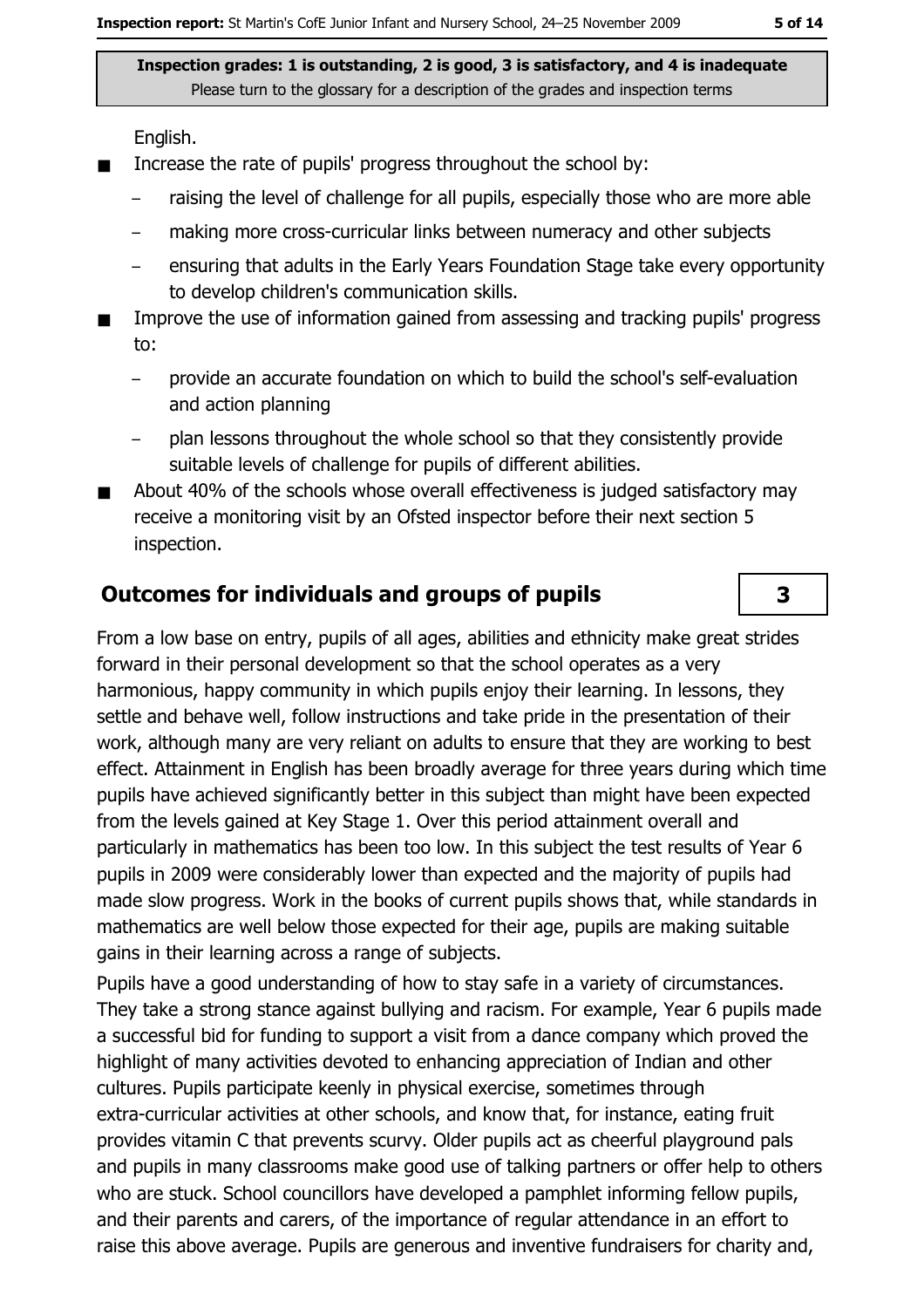**Inspection grades: 1 is outstanding, 2 is good, 3 is satisfactory, and 4 is inadequate**
Please turn to the glossary for a description of the grades and inspection terms

English.

- Increase the rate of pupils' progress throughout the school by:
  - raising the level of challenge for all pupils, especially those who are more able
  - making more cross-curricular links between numeracy and other subjects
  - ensuring that adults in the Early Years Foundation Stage take every opportunity to develop children's communication skills.
- Improve the use of information gained from assessing and tracking pupils' progress to:
  - provide an accurate foundation on which to build the school's self-evaluation and action planning
  - plan lessons throughout the whole school so that they consistently provide suitable levels of challenge for pupils of different abilities.
- About 40% of the schools whose overall effectiveness is judged satisfactory may receive a monitoring visit by an Ofsted inspector before their next section 5 inspection.

## Outcomes for individuals and groups of pupils

**3**

From a low base on entry, pupils of all ages, abilities and ethnicity make great strides forward in their personal development so that the school operates as a very harmonious, happy community in which pupils enjoy their learning. In lessons, they settle and behave well, follow instructions and take pride in the presentation of their work, although many are very reliant on adults to ensure that they are working to best effect. Attainment in English has been broadly average for three years during which time pupils have achieved significantly better in this subject than might have been expected from the levels gained at Key Stage 1. Over this period attainment overall and particularly in mathematics has been too low. In this subject the test results of Year 6 pupils in 2009 were considerably lower than expected and the majority of pupils had made slow progress. Work in the books of current pupils shows that, while standards in mathematics are well below those expected for their age, pupils are making suitable gains in their learning across a range of subjects.

Pupils have a good understanding of how to stay safe in a variety of circumstances. They take a strong stance against bullying and racism. For example, Year 6 pupils made a successful bid for funding to support a visit from a dance company which proved the highlight of many activities devoted to enhancing appreciation of Indian and other cultures. Pupils participate keenly in physical exercise, sometimes through extra-curricular activities at other schools, and know that, for instance, eating fruit provides vitamin C that prevents scurvy. Older pupils act as cheerful playground pals and pupils in many classrooms make good use of talking partners or offer help to others who are stuck. School councillors have developed a pamphlet informing fellow pupils, and their parents and carers, of the importance of regular attendance in an effort to raise this above average. Pupils are generous and inventive fundraisers for charity and,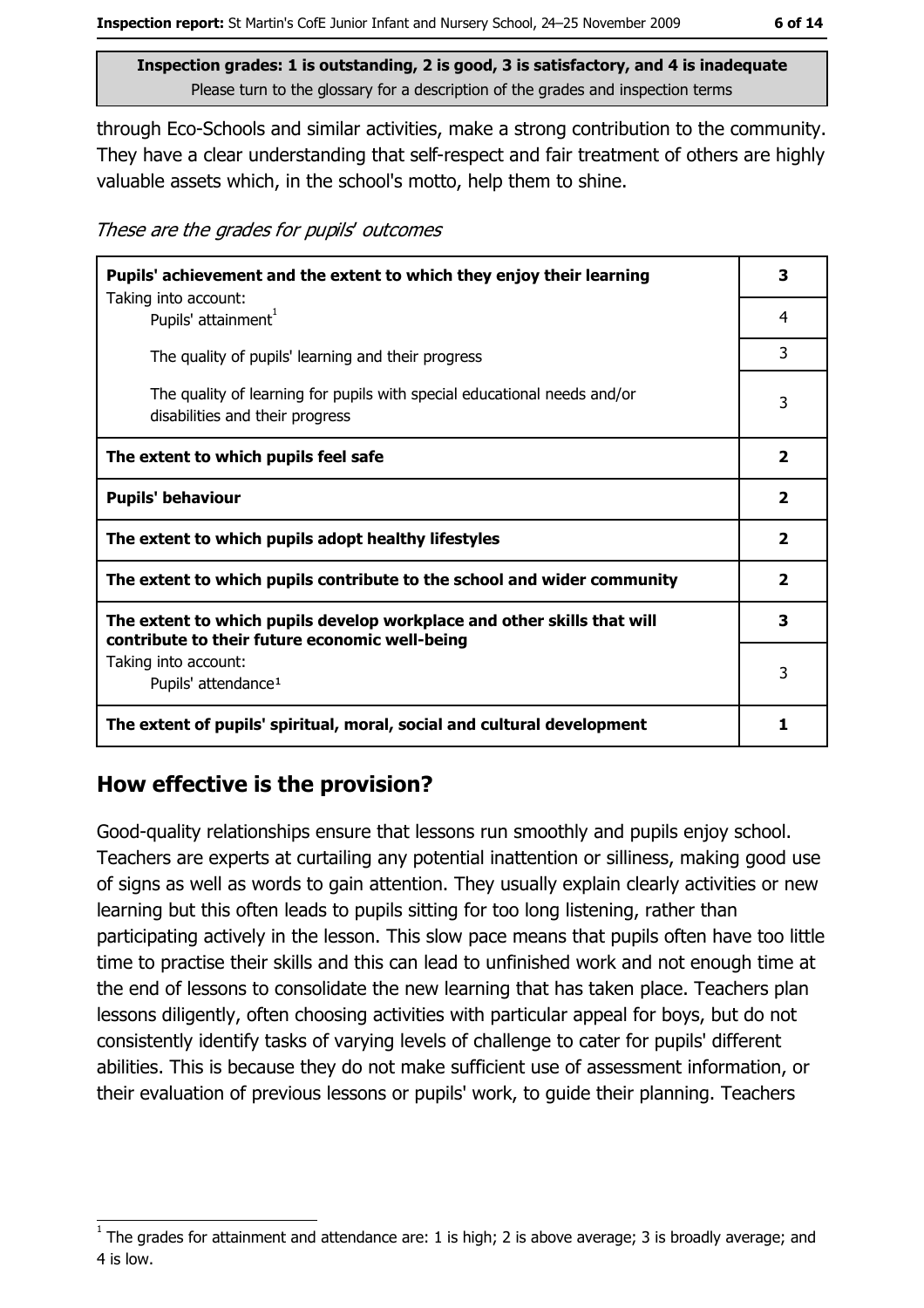Inspection grades: 1 is outstanding, 2 is good, 3 is satisfactory, and 4 is inadequate
Please turn to the glossary for a description of the grades and inspection terms

through Eco-Schools and similar activities, make a strong contribution to the community. They have a clear understanding that self-respect and fair treatment of others are highly valuable assets which, in the school's motto, help them to shine.

*These are the grades for pupils' outcomes*

| | |
|---|---|
| **Pupils' achievement and the extent to which they enjoy their learning** | **3** |
| Taking into account: Pupils' attainment[1] | 4 |
| The quality of pupils' learning and their progress | 3 |
| The quality of learning for pupils with special educational needs and/or disabilities and their progress | 3 |
| **The extent to which pupils feel safe** | **2** |
| **Pupils' behaviour** | **2** |
| **The extent to which pupils adopt healthy lifestyles** | **2** |
| **The extent to which pupils contribute to the school and wider community** | **2** |
| **The extent to which pupils develop workplace and other skills that will contribute to their future economic well-being** | **3** |
| Taking into account: Pupils' attendance[1] | 3 |
| **The extent of pupils' spiritual, moral, social and cultural development** | **1** |

## How effective is the provision?

Good-quality relationships ensure that lessons run smoothly and pupils enjoy school. Teachers are experts at curtailing any potential inattention or silliness, making good use of signs as well as words to gain attention. They usually explain clearly activities or new learning but this often leads to pupils sitting for too long listening, rather than participating actively in the lesson. This slow pace means that pupils often have too little time to practise their skills and this can lead to unfinished work and not enough time at the end of lessons to consolidate the new learning that has taken place. Teachers plan lessons diligently, often choosing activities with particular appeal for boys, but do not consistently identify tasks of varying levels of challenge to cater for pupils' different abilities. This is because they do not make sufficient use of assessment information, or their evaluation of previous lessons or pupils' work, to guide their planning. Teachers

[1] The grades for attainment and attendance are: 1 is high; 2 is above average; 3 is broadly average; and 4 is low.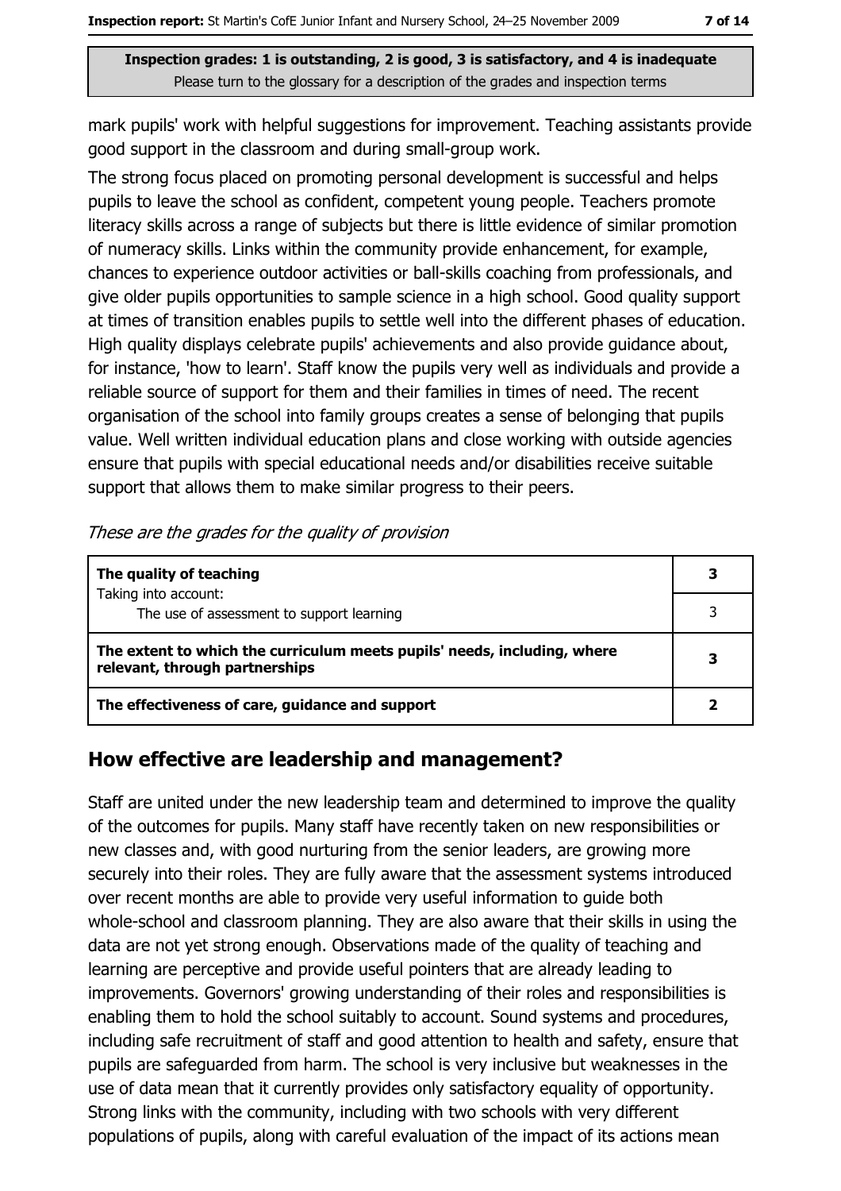**Inspection grades: 1 is outstanding, 2 is good, 3 is satisfactory, and 4 is inadequate**
Please turn to the glossary for a description of the grades and inspection terms

mark pupils' work with helpful suggestions for improvement. Teaching assistants provide good support in the classroom and during small-group work.

The strong focus placed on promoting personal development is successful and helps pupils to leave the school as confident, competent young people. Teachers promote literacy skills across a range of subjects but there is little evidence of similar promotion of numeracy skills. Links within the community provide enhancement, for example, chances to experience outdoor activities or ball-skills coaching from professionals, and give older pupils opportunities to sample science in a high school. Good quality support at times of transition enables pupils to settle well into the different phases of education. High quality displays celebrate pupils' achievements and also provide guidance about, for instance, 'how to learn'. Staff know the pupils very well as individuals and provide a reliable source of support for them and their families in times of need. The recent organisation of the school into family groups creates a sense of belonging that pupils value. Well written individual education plans and close working with outside agencies ensure that pupils with special educational needs and/or disabilities receive suitable support that allows them to make similar progress to their peers.

*These are the grades for the quality of provision*

| | |
|---|---|
| **The quality of teaching** | **3** |
| Taking into account: The use of assessment to support learning | 3 |
| **The extent to which the curriculum meets pupils' needs, including, where relevant, through partnerships** | **3** |
| **The effectiveness of care, guidance and support** | **2** |

## How effective are leadership and management?

Staff are united under the new leadership team and determined to improve the quality of the outcomes for pupils. Many staff have recently taken on new responsibilities or new classes and, with good nurturing from the senior leaders, are growing more securely into their roles. They are fully aware that the assessment systems introduced over recent months are able to provide very useful information to guide both whole-school and classroom planning. They are also aware that their skills in using the data are not yet strong enough. Observations made of the quality of teaching and learning are perceptive and provide useful pointers that are already leading to improvements. Governors' growing understanding of their roles and responsibilities is enabling them to hold the school suitably to account. Sound systems and procedures, including safe recruitment of staff and good attention to health and safety, ensure that pupils are safeguarded from harm. The school is very inclusive but weaknesses in the use of data mean that it currently provides only satisfactory equality of opportunity. Strong links with the community, including with two schools with very different populations of pupils, along with careful evaluation of the impact of its actions mean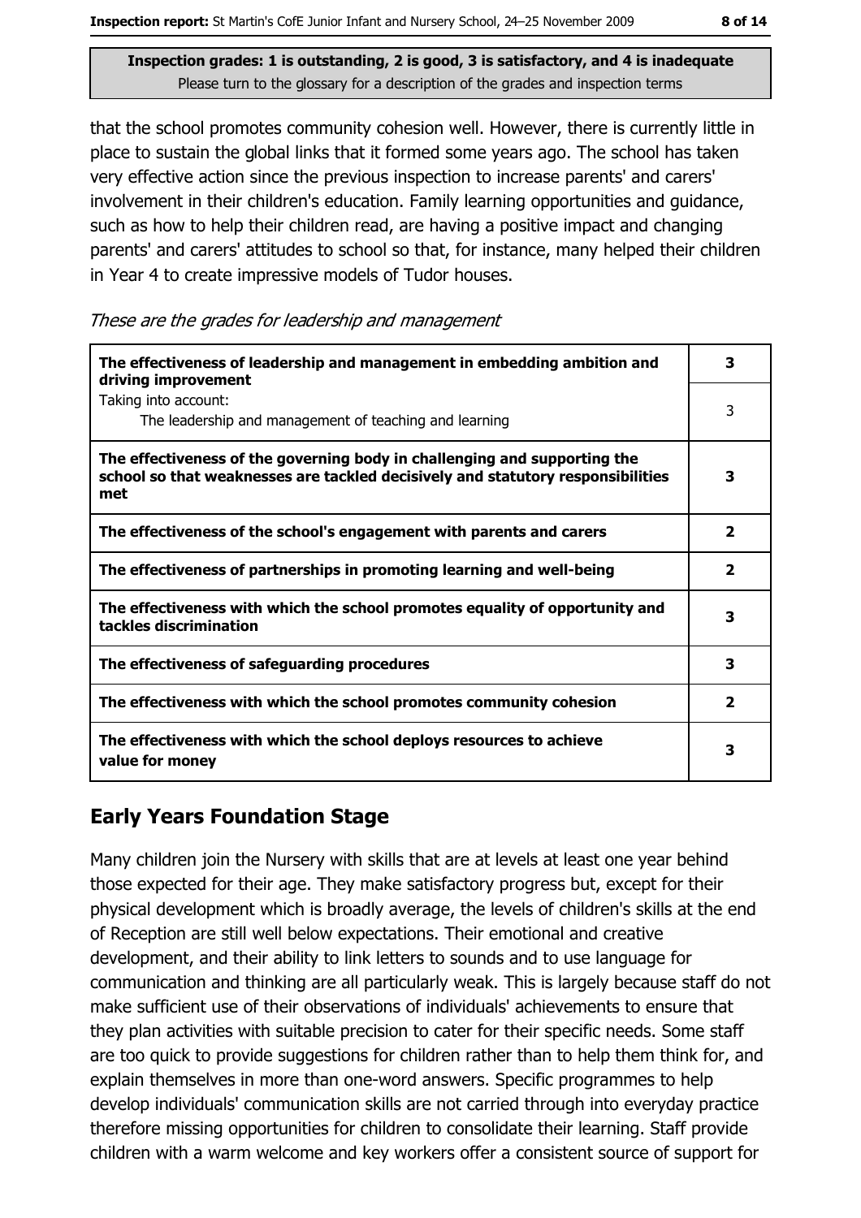Inspection grades: 1 is outstanding, 2 is good, 3 is satisfactory, and 4 is inadequate
Please turn to the glossary for a description of the grades and inspection terms

that the school promotes community cohesion well. However, there is currently little in place to sustain the global links that it formed some years ago. The school has taken very effective action since the previous inspection to increase parents' and carers' involvement in their children's education. Family learning opportunities and guidance, such as how to help their children read, are having a positive impact and changing parents' and carers' attitudes to school so that, for instance, many helped their children in Year 4 to create impressive models of Tudor houses.

*These are the grades for leadership and management*

| | |
|---|---|
| **The effectiveness of leadership and management in embedding ambition and driving improvement** | **3** |
| Taking into account: The leadership and management of teaching and learning | 3 |
| **The effectiveness of the governing body in challenging and supporting the school so that weaknesses are tackled decisively and statutory responsibilities met** | **3** |
| **The effectiveness of the school's engagement with parents and carers** | **2** |
| **The effectiveness of partnerships in promoting learning and well-being** | **2** |
| **The effectiveness with which the school promotes equality of opportunity and tackles discrimination** | **3** |
| **The effectiveness of safeguarding procedures** | **3** |
| **The effectiveness with which the school promotes community cohesion** | **2** |
| **The effectiveness with which the school deploys resources to achieve value for money** | **3** |

## Early Years Foundation Stage

Many children join the Nursery with skills that are at levels at least one year behind those expected for their age. They make satisfactory progress but, except for their physical development which is broadly average, the levels of children's skills at the end of Reception are still well below expectations. Their emotional and creative development, and their ability to link letters to sounds and to use language for communication and thinking are all particularly weak. This is largely because staff do not make sufficient use of their observations of individuals' achievements to ensure that they plan activities with suitable precision to cater for their specific needs. Some staff are too quick to provide suggestions for children rather than to help them think for, and explain themselves in more than one-word answers. Specific programmes to help develop individuals' communication skills are not carried through into everyday practice therefore missing opportunities for children to consolidate their learning. Staff provide children with a warm welcome and key workers offer a consistent source of support for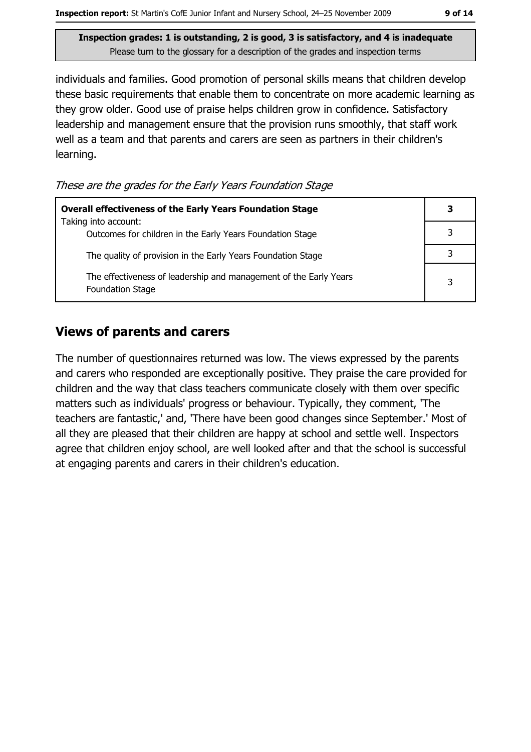**Inspection grades: 1 is outstanding, 2 is good, 3 is satisfactory, and 4 is inadequate**
Please turn to the glossary for a description of the grades and inspection terms

individuals and families. Good promotion of personal skills means that children develop these basic requirements that enable them to concentrate on more academic learning as they grow older. Good use of praise helps children grow in confidence. Satisfactory leadership and management ensure that the provision runs smoothly, that staff work well as a team and that parents and carers are seen as partners in their children's learning.

*These are the grades for the Early Years Foundation Stage*

| **Overall effectiveness of the Early Years Foundation Stage**<br>Taking into account: | **3** |
|---|---|
| Outcomes for children in the Early Years Foundation Stage | 3 |
| The quality of provision in the Early Years Foundation Stage | 3 |
| The effectiveness of leadership and management of the Early Years Foundation Stage | 3 |

## Views of parents and carers

The number of questionnaires returned was low. The views expressed by the parents and carers who responded are exceptionally positive. They praise the care provided for children and the way that class teachers communicate closely with them over specific matters such as individuals' progress or behaviour. Typically, they comment, 'The teachers are fantastic,' and, 'There have been good changes since September.' Most of all they are pleased that their children are happy at school and settle well. Inspectors agree that children enjoy school, are well looked after and that the school is successful at engaging parents and carers in their children's education.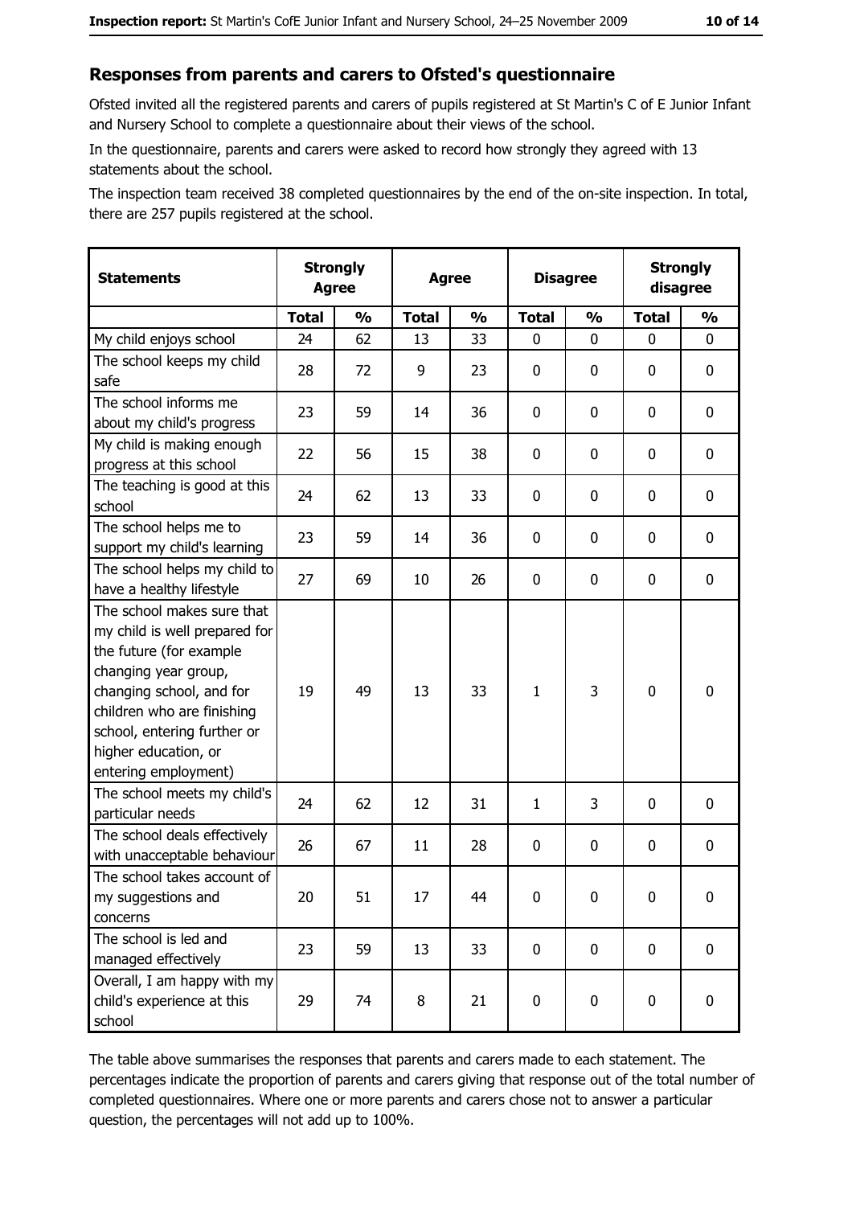## Responses from parents and carers to Ofsted's questionnaire

Ofsted invited all the registered parents and carers of pupils registered at St Martin's C of E Junior Infant and Nursery School to complete a questionnaire about their views of the school.

In the questionnaire, parents and carers were asked to record how strongly they agreed with 13 statements about the school.

The inspection team received 38 completed questionnaires by the end of the on-site inspection. In total, there are 257 pupils registered at the school.

| Statements | Strongly Agree | | Agree | | Disagree | | Strongly disagree | |
|---|---|---|---|---|---|---|---|---|
| | **Total** | **%** | **Total** | **%** | **Total** | **%** | **Total** | **%** |
| My child enjoys school | 24 | 62 | 13 | 33 | 0 | 0 | 0 | 0 |
| The school keeps my child safe | 28 | 72 | 9 | 23 | 0 | 0 | 0 | 0 |
| The school informs me about my child's progress | 23 | 59 | 14 | 36 | 0 | 0 | 0 | 0 |
| My child is making enough progress at this school | 22 | 56 | 15 | 38 | 0 | 0 | 0 | 0 |
| The teaching is good at this school | 24 | 62 | 13 | 33 | 0 | 0 | 0 | 0 |
| The school helps me to support my child's learning | 23 | 59 | 14 | 36 | 0 | 0 | 0 | 0 |
| The school helps my child to have a healthy lifestyle | 27 | 69 | 10 | 26 | 0 | 0 | 0 | 0 |
| The school makes sure that my child is well prepared for the future (for example changing year group, changing school, and for children who are finishing school, entering further or higher education, or entering employment) | 19 | 49 | 13 | 33 | 1 | 3 | 0 | 0 |
| The school meets my child's particular needs | 24 | 62 | 12 | 31 | 1 | 3 | 0 | 0 |
| The school deals effectively with unacceptable behaviour | 26 | 67 | 11 | 28 | 0 | 0 | 0 | 0 |
| The school takes account of my suggestions and concerns | 20 | 51 | 17 | 44 | 0 | 0 | 0 | 0 |
| The school is led and managed effectively | 23 | 59 | 13 | 33 | 0 | 0 | 0 | 0 |
| Overall, I am happy with my child's experience at this school | 29 | 74 | 8 | 21 | 0 | 0 | 0 | 0 |

The table above summarises the responses that parents and carers made to each statement. The percentages indicate the proportion of parents and carers giving that response out of the total number of completed questionnaires. Where one or more parents and carers chose not to answer a particular question, the percentages will not add up to 100%.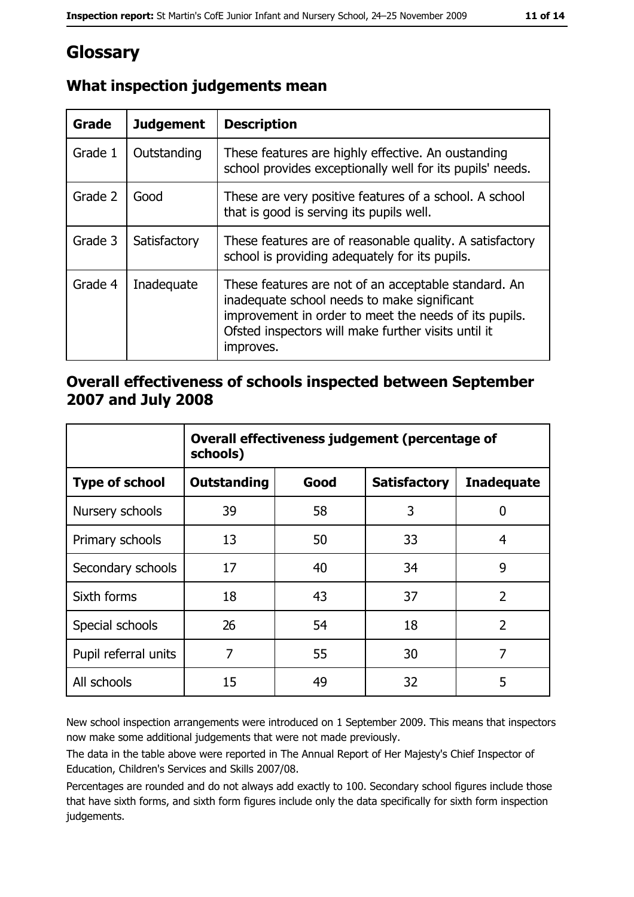# Glossary

## What inspection judgements mean

| Grade | Judgement | Description |
|---|---|---|
| Grade 1 | Outstanding | These features are highly effective. An oustanding school provides exceptionally well for its pupils' needs. |
| Grade 2 | Good | These are very positive features of a school. A school that is good is serving its pupils well. |
| Grade 3 | Satisfactory | These features are of reasonable quality. A satisfactory school is providing adequately for its pupils. |
| Grade 4 | Inadequate | These features are not of an acceptable standard. An inadequate school needs to make significant improvement in order to meet the needs of its pupils. Ofsted inspectors will make further visits until it improves. |

## Overall effectiveness of schools inspected between September 2007 and July 2008

| | Overall effectiveness judgement (percentage of schools) | | | |
|---|---|---|---|---|
| **Type of school** | **Outstanding** | **Good** | **Satisfactory** | **Inadequate** |
| Nursery schools | 39 | 58 | 3 | 0 |
| Primary schools | 13 | 50 | 33 | 4 |
| Secondary schools | 17 | 40 | 34 | 9 |
| Sixth forms | 18 | 43 | 37 | 2 |
| Special schools | 26 | 54 | 18 | 2 |
| Pupil referral units | 7 | 55 | 30 | 7 |
| All schools | 15 | 49 | 32 | 5 |

New school inspection arrangements were introduced on 1 September 2009. This means that inspectors now make some additional judgements that were not made previously.

The data in the table above were reported in The Annual Report of Her Majesty's Chief Inspector of Education, Children's Services and Skills 2007/08.

Percentages are rounded and do not always add exactly to 100. Secondary school figures include those that have sixth forms, and sixth form figures include only the data specifically for sixth form inspection judgements.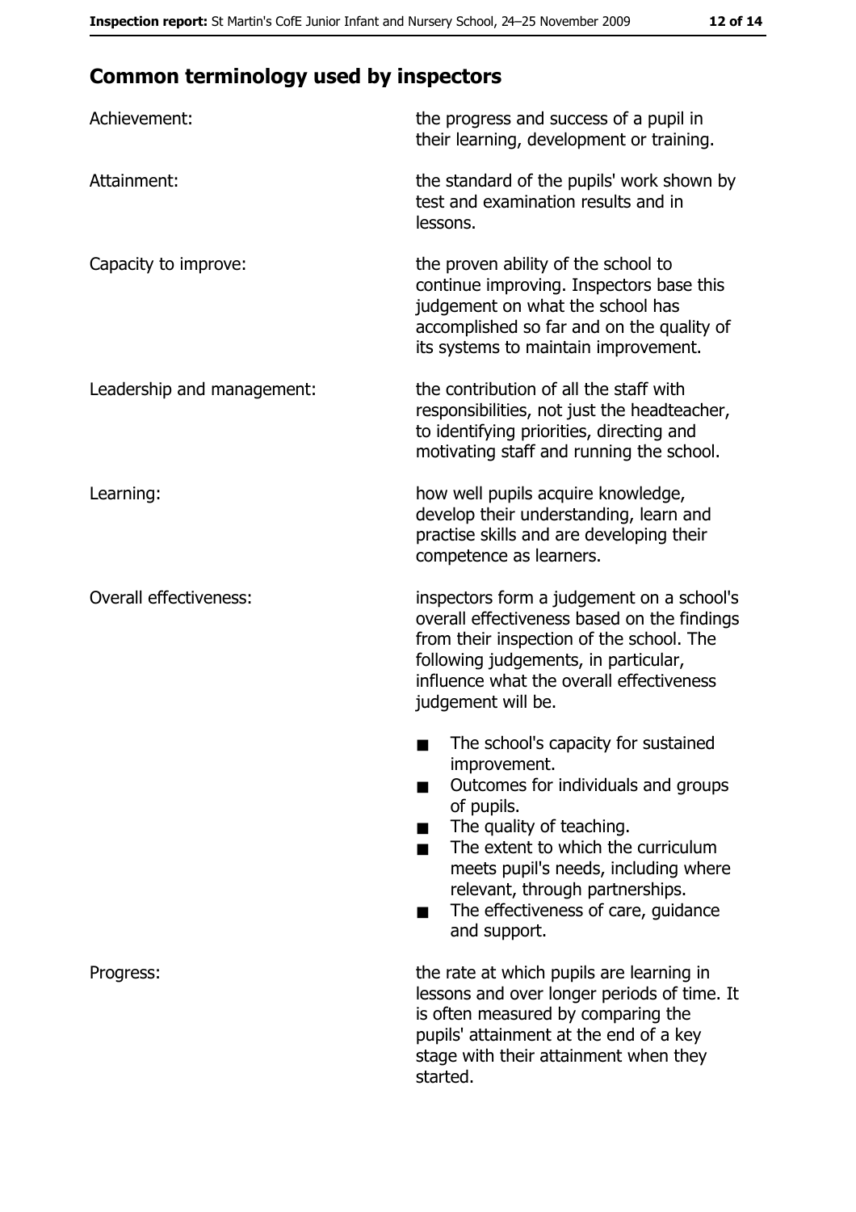## Common terminology used by inspectors

| | |
|---|---|
| Achievement: | the progress and success of a pupil in their learning, development or training. |
| Attainment: | the standard of the pupils' work shown by test and examination results and in lessons. |
| Capacity to improve: | the proven ability of the school to continue improving. Inspectors base this judgement on what the school has accomplished so far and on the quality of its systems to maintain improvement. |
| Leadership and management: | the contribution of all the staff with responsibilities, not just the headteacher, to identifying priorities, directing and motivating staff and running the school. |
| Learning: | how well pupils acquire knowledge, develop their understanding, learn and practise skills and are developing their competence as learners. |
| Overall effectiveness: | inspectors form a judgement on a school's overall effectiveness based on the findings from their inspection of the school. The following judgements, in particular, influence what the overall effectiveness judgement will be.<br>■ The school's capacity for sustained improvement.<br>■ Outcomes for individuals and groups of pupils.<br>■ The quality of teaching.<br>■ The extent to which the curriculum meets pupil's needs, including where relevant, through partnerships.<br>■ The effectiveness of care, guidance and support. |
| Progress: | the rate at which pupils are learning in lessons and over longer periods of time. It is often measured by comparing the pupils' attainment at the end of a key stage with their attainment when they started. |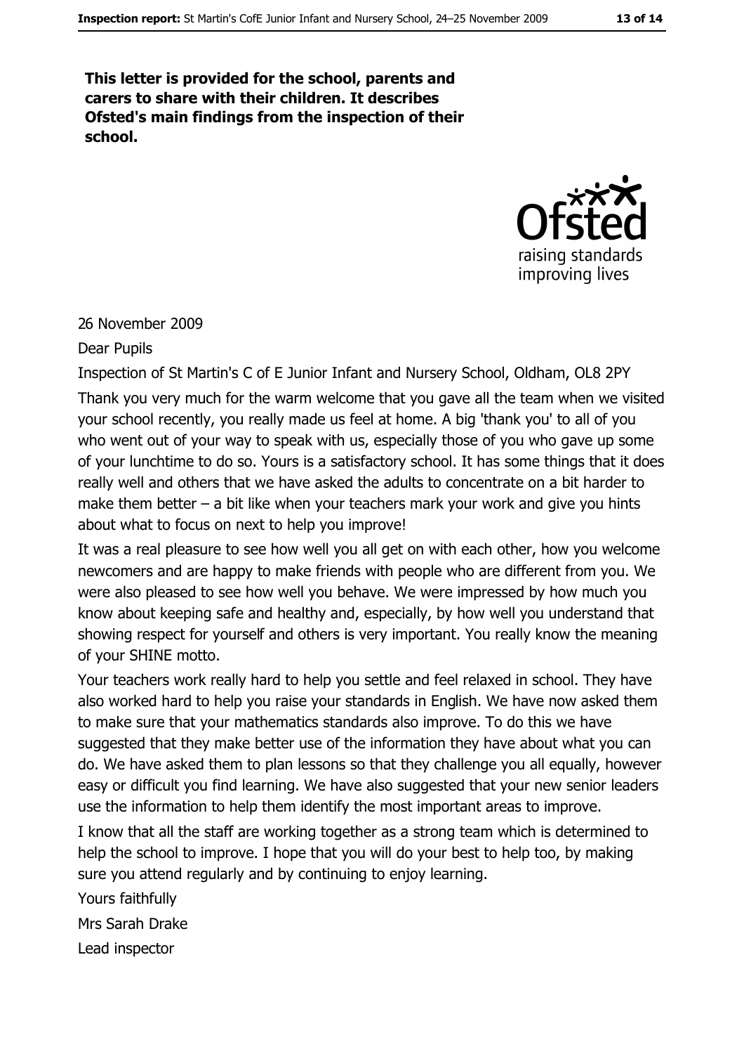**This letter is provided for the school, parents and carers to share with their children. It describes Ofsted's main findings from the inspection of their school.**

26 November 2009

Dear Pupils

Inspection of St Martin's C of E Junior Infant and Nursery School, Oldham, OL8 2PY

Thank you very much for the warm welcome that you gave all the team when we visited your school recently, you really made us feel at home. A big 'thank you' to all of you who went out of your way to speak with us, especially those of you who gave up some of your lunchtime to do so. Yours is a satisfactory school. It has some things that it does really well and others that we have asked the adults to concentrate on a bit harder to make them better – a bit like when your teachers mark your work and give you hints about what to focus on next to help you improve!

It was a real pleasure to see how well you all get on with each other, how you welcome newcomers and are happy to make friends with people who are different from you. We were also pleased to see how well you behave. We were impressed by how much you know about keeping safe and healthy and, especially, by how well you understand that showing respect for yourself and others is very important. You really know the meaning of your SHINE motto.

Your teachers work really hard to help you settle and feel relaxed in school. They have also worked hard to help you raise your standards in English. We have now asked them to make sure that your mathematics standards also improve. To do this we have suggested that they make better use of the information they have about what you can do. We have asked them to plan lessons so that they challenge you all equally, however easy or difficult you find learning. We have also suggested that your new senior leaders use the information to help them identify the most important areas to improve.

I know that all the staff are working together as a strong team which is determined to help the school to improve. I hope that you will do your best to help too, by making sure you attend regularly and by continuing to enjoy learning.

Yours faithfully

Mrs Sarah Drake

Lead inspector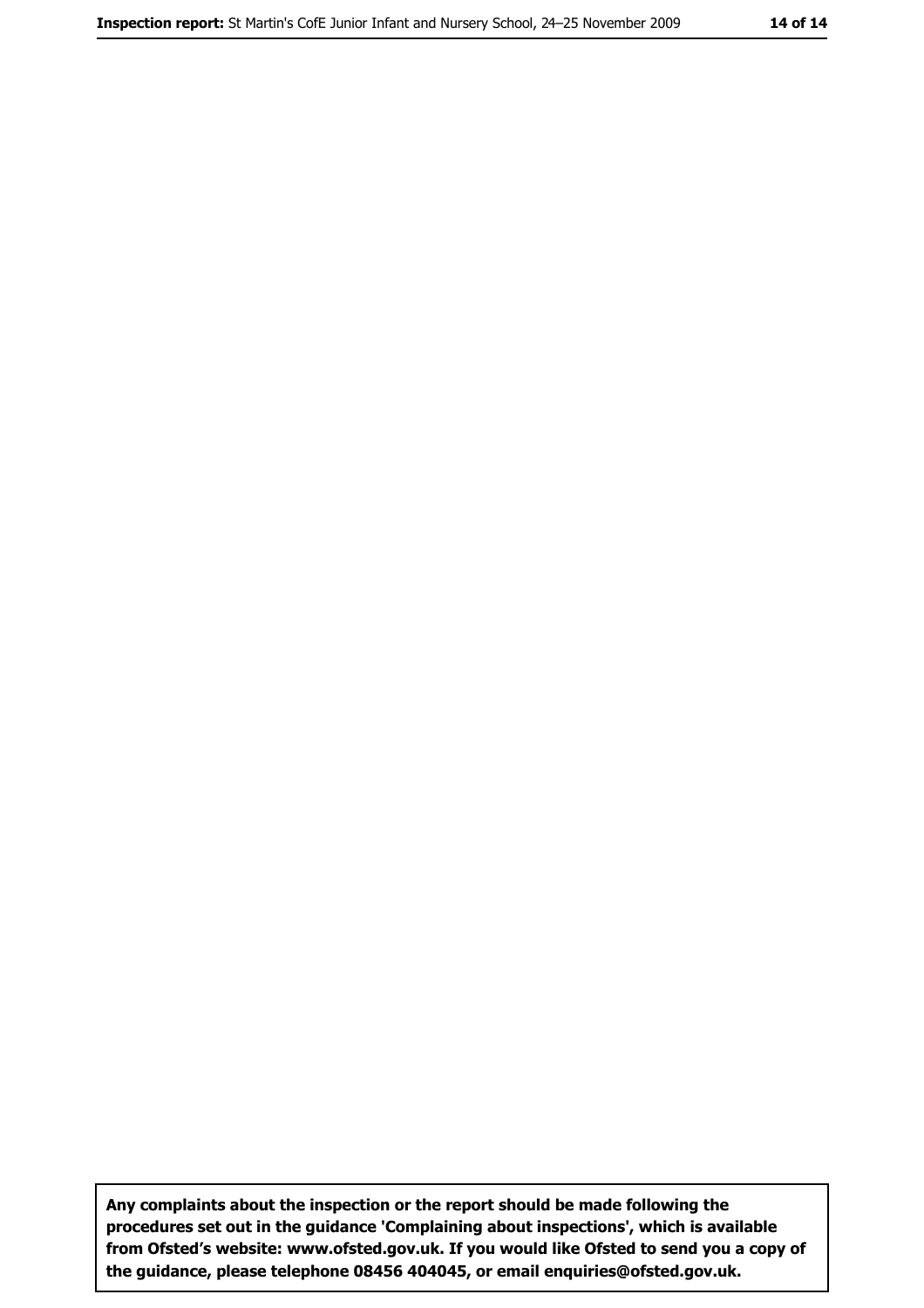**Any complaints about the inspection or the report should be made following the procedures set out in the guidance 'Complaining about inspections', which is available from Ofsted's website: www.ofsted.gov.uk. If you would like Ofsted to send you a copy of the guidance, please telephone 08456 404045, or email enquiries@ofsted.gov.uk.**